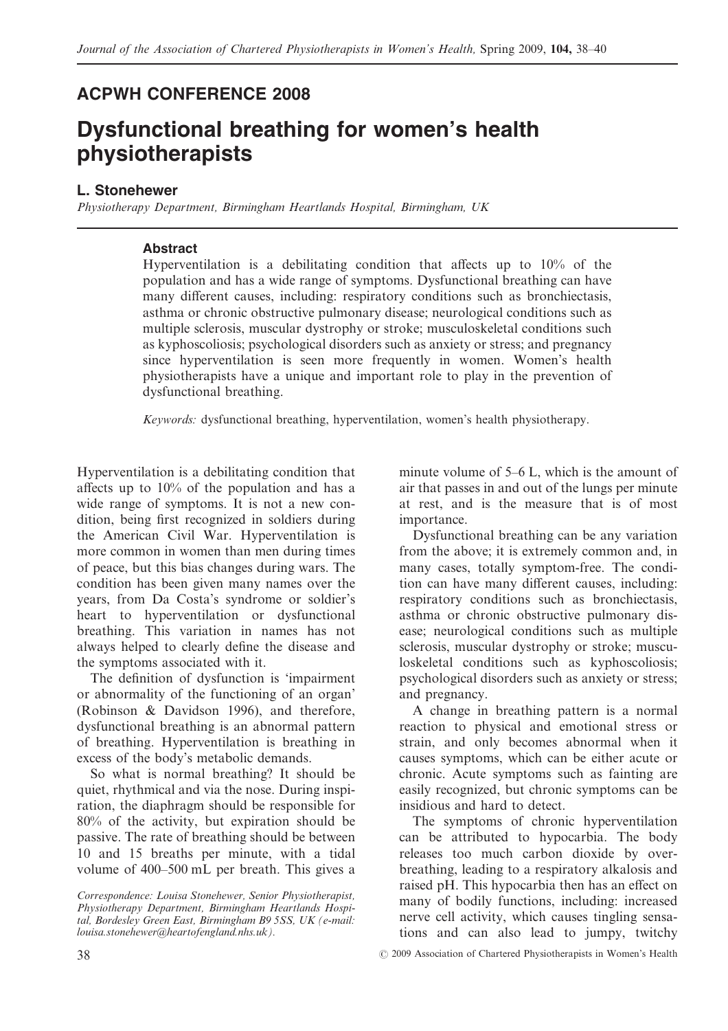## ACPWH CONFERENCE 2008

# Dysfunctional breathing for women's health physiotherapists

**L. Stonehewer**

*Physiotherapy Department, Birmingham Heartlands Hospital, Birmingham, UK*

### Abstract

Hyperventilation is a debilitating condition that affects up to 10% of the population and has a wide range of symptoms. Dysfunctional breathing can have many different causes, including: respiratory conditions such as bronchiectasis, asthma or chronic obstructive pulmonary disease; neurological conditions such as multiple sclerosis, muscular dystrophy or stroke; musculoskeletal conditions such as kyphoscoliosis; psychological disorders such as anxiety or stress; and pregnancy since hyperventilation is seen more frequently in women. Women's health physiotherapists have a unique and important role to play in the prevention of dysfunctional breathing.

*Keywords:* dysfunctional breathing, hyperventilation, women's health physiotherapy.

Hyperventilation is a debilitating condition that affects up to 10% of the population and has a wide range of symptoms. It is not a new condition, being first recognized in soldiers during the American Civil War. Hyperventilation is more common in women than men during times of peace, but this bias changes during wars. The condition has been given many names over the years, from Da Costa's syndrome or soldier's heart to hyperventilation or dysfunctional breathing. This variation in names has not always helped to clearly define the disease and the symptoms associated with it.

The definition of dysfunction is 'impairment or abnormality of the functioning of an organ' (Robinson & Davidson 1996), and therefore, dysfunctional breathing is an abnormal pattern of breathing. Hyperventilation is breathing in excess of the body's metabolic demands.

So what is normal breathing? It should be quiet, rhythmical and via the nose. During inspiration, the diaphragm should be responsible for 80% of the activity, but expiration should be passive. The rate of breathing should be between 10 and 15 breaths per minute, with a tidal volume of 400–500 mL per breath. This gives a minute volume of 5–6 L, which is the amount of air that passes in and out of the lungs per minute at rest, and is the measure that is of most importance.

Dysfunctional breathing can be any variation from the above; it is extremely common and, in many cases, totally symptom-free. The condition can have many different causes, including: respiratory conditions such as bronchiectasis, asthma or chronic obstructive pulmonary disease; neurological conditions such as multiple sclerosis, muscular dystrophy or stroke; musculoskeletal conditions such as kyphoscoliosis; psychological disorders such as anxiety or stress; and pregnancy.

A change in breathing pattern is a normal reaction to physical and emotional stress or strain, and only becomes abnormal when it causes symptoms, which can be either acute or chronic. Acute symptoms such as fainting are easily recognized, but chronic symptoms can be insidious and hard to detect.

The symptoms of chronic hyperventilation can be attributed to hypocarbia. The body releases too much carbon dioxide by overbreathing, leading to a respiratory alkalosis and raised pH. This hypocarbia then has an effect on many of bodily functions, including: increased nerve cell activity, which causes tingling sensations and can also lead to jumpy, twitchy

*Correspondence: Louisa Stonehewer, Senior Physiotherapist, Physiotherapy Department, Birmingham Heartlands Hospital, Bordesley Green East, Birmingham B9 5SS, UK (e-mail: louisa.stonehewer@heartofengland.nhs.uk).*

© 2009 Association of Chartered Physiotherapists in Women's Health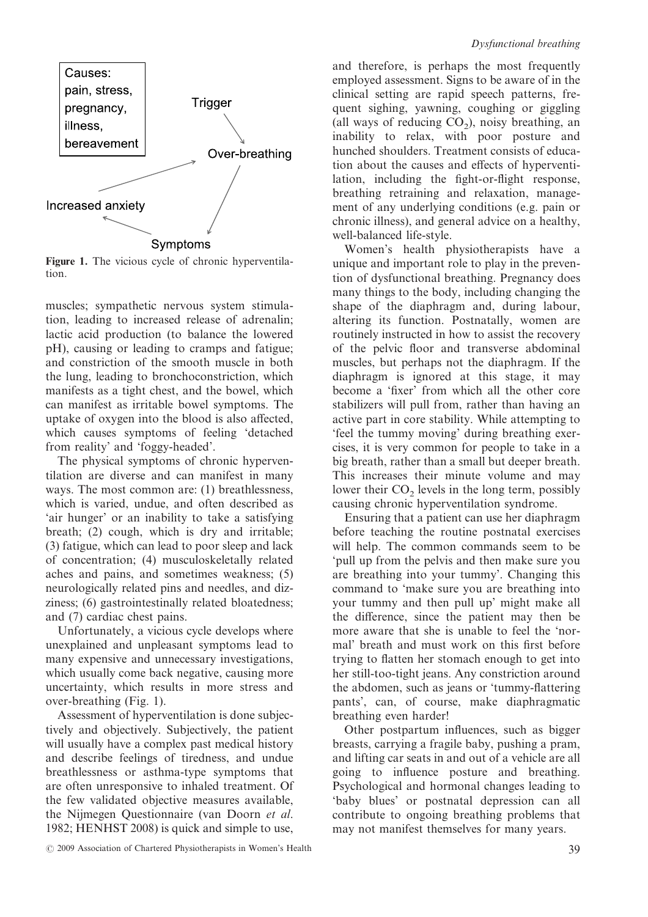Causes: pain, stress, pregnancy, illness, bereavement

Trigger → Over-breathing → Symptoms → Increased anxiety → Over-breathing

**Figure 1.** The vicious cycle of chronic hyperventilation.

muscles; sympathetic nervous system stimulation, leading to increased release of adrenalin; lactic acid production (to balance the lowered pH), causing or leading to cramps and fatigue; and constriction of the smooth muscle in both the lung, leading to bronchoconstriction, which manifests as a tight chest, and the bowel, which can manifest as irritable bowel symptoms. The uptake of oxygen into the blood is also affected, which causes symptoms of feeling 'detached from reality' and 'foggy-headed'.

The physical symptoms of chronic hyperventilation are diverse and can manifest in many ways. The most common are: (1) breathlessness, which is varied, undue, and often described as 'air hunger' or an inability to take a satisfying breath; (2) cough, which is dry and irritable; (3) fatigue, which can lead to poor sleep and lack of concentration; (4) musculoskeletally related aches and pains, and sometimes weakness; (5) neurologically related pins and needles, and dizziness; (6) gastrointestinally related bloatedness; and (7) cardiac chest pains.

Unfortunately, a vicious cycle develops where unexplained and unpleasant symptoms lead to many expensive and unnecessary investigations, which usually come back negative, causing more uncertainty, which results in more stress and over-breathing (Fig. 1).

Assessment of hyperventilation is done subjectively and objectively. Subjectively, the patient will usually have a complex past medical history and describe feelings of tiredness, and undue breathlessness or asthma-type symptoms that are often unresponsive to inhaled treatment. Of the few validated objective measures available, the Nijmegen Questionnaire (van Doorn *et al.* 1982; HENHST 2008) is quick and simple to use, and therefore, is perhaps the most frequently employed assessment. Signs to be aware of in the clinical setting are rapid speech patterns, frequent sighing, yawning, coughing or giggling (all ways of reducing $CO_2$), noisy breathing, an inability to relax, with poor posture and hunched shoulders. Treatment consists of education about the causes and effects of hyperventilation, including the fight-or-flight response, breathing retraining and relaxation, management of any underlying conditions (e.g. pain or chronic illness), and general advice on a healthy, well-balanced life-style.

Women's health physiotherapists have a unique and important role to play in the prevention of dysfunctional breathing. Pregnancy does many things to the body, including changing the shape of the diaphragm and, during labour, altering its function. Postnatally, women are routinely instructed in how to assist the recovery of the pelvic floor and transverse abdominal muscles, but perhaps not the diaphragm. If the diaphragm is ignored at this stage, it may become a 'fixer' from which all the other core stabilizers will pull from, rather than having an active part in core stability. While attempting to 'feel the tummy moving' during breathing exercises, it is very common for people to take in a big breath, rather than a small but deeper breath. This increases their minute volume and may lower their $CO_2$ levels in the long term, possibly causing chronic hyperventilation syndrome.

Ensuring that a patient can use her diaphragm before teaching the routine postnatal exercises will help. The common commands seem to be 'pull up from the pelvis and then make sure you are breathing into your tummy'. Changing this command to 'make sure you are breathing into your tummy and then pull up' might make all the difference, since the patient may then be more aware that she is unable to feel the 'normal' breath and must work on this first before trying to flatten her stomach enough to get into her still-too-tight jeans. Any constriction around the abdomen, such as jeans or 'tummy-flattering pants', can, of course, make diaphragmatic breathing even harder!

Other postpartum influences, such as bigger breasts, carrying a fragile baby, pushing a pram, and lifting car seats in and out of a vehicle are all going to influence posture and breathing. Psychological and hormonal changes leading to 'baby blues' or postnatal depression can all contribute to ongoing breathing problems that may not manifest themselves for many years.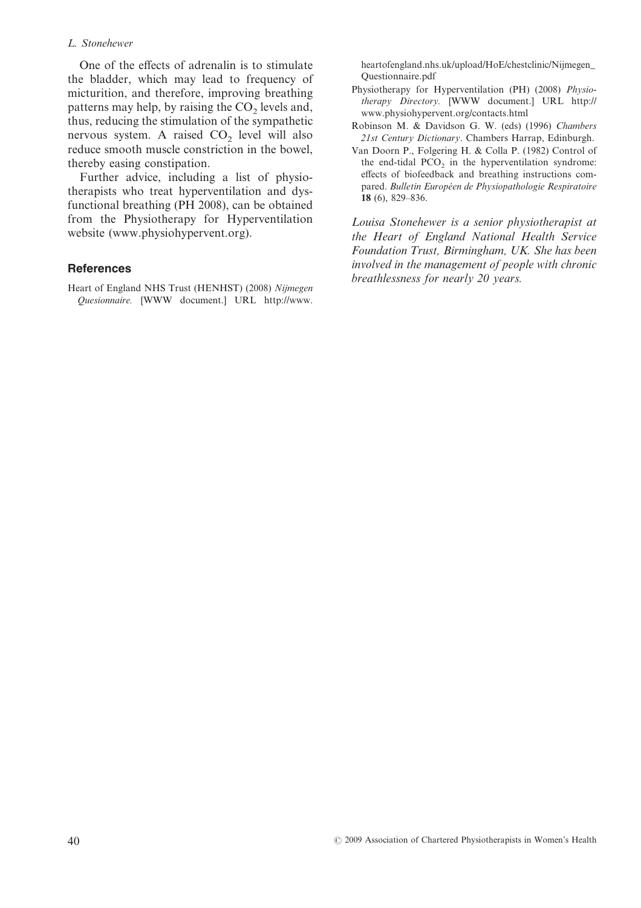One of the effects of adrenalin is to stimulate the bladder, which may lead to frequency of micturition, and therefore, improving breathing patterns may help, by raising the $CO_2$ levels and, thus, reducing the stimulation of the sympathetic nervous system. A raised $CO_2$ level will also reduce smooth muscle constriction in the bowel, thereby easing constipation.

Further advice, including a list of physiotherapists who treat hyperventilation and dysfunctional breathing (PH 2008), can be obtained from the Physiotherapy for Hyperventilation website (www.physiohypervent.org).

## References

Heart of England NHS Trust (HENHST) (2008) *Nijmegen Quesionnaire.* [WWW document.] URL http://www.heartofengland.nhs.uk/upload/HoE/chestclinic/Nijmegen_Questionnaire.pdf

Physiotherapy for Hyperventilation (PH) (2008) *Physiotherapy Directory.* [WWW document.] URL http://www.physiohypervent.org/contacts.html

Robinson M. & Davidson G. W. (eds) (1996) *Chambers 21st Century Dictionary*. Chambers Harrap, Edinburgh.

Van Doorn P., Folgering H. & Colla P. (1982) Control of the end-tidal $PCO_2$ in the hyperventilation syndrome: effects of biofeedback and breathing instructions compared. *Bulletin Européen de Physiopathologie Respiratoire* **18** (6), 829–836.

*Louisa Stonehewer is a senior physiotherapist at the Heart of England National Health Service Foundation Trust, Birmingham, UK. She has been involved in the management of people with chronic breathlessness for nearly 20 years.*